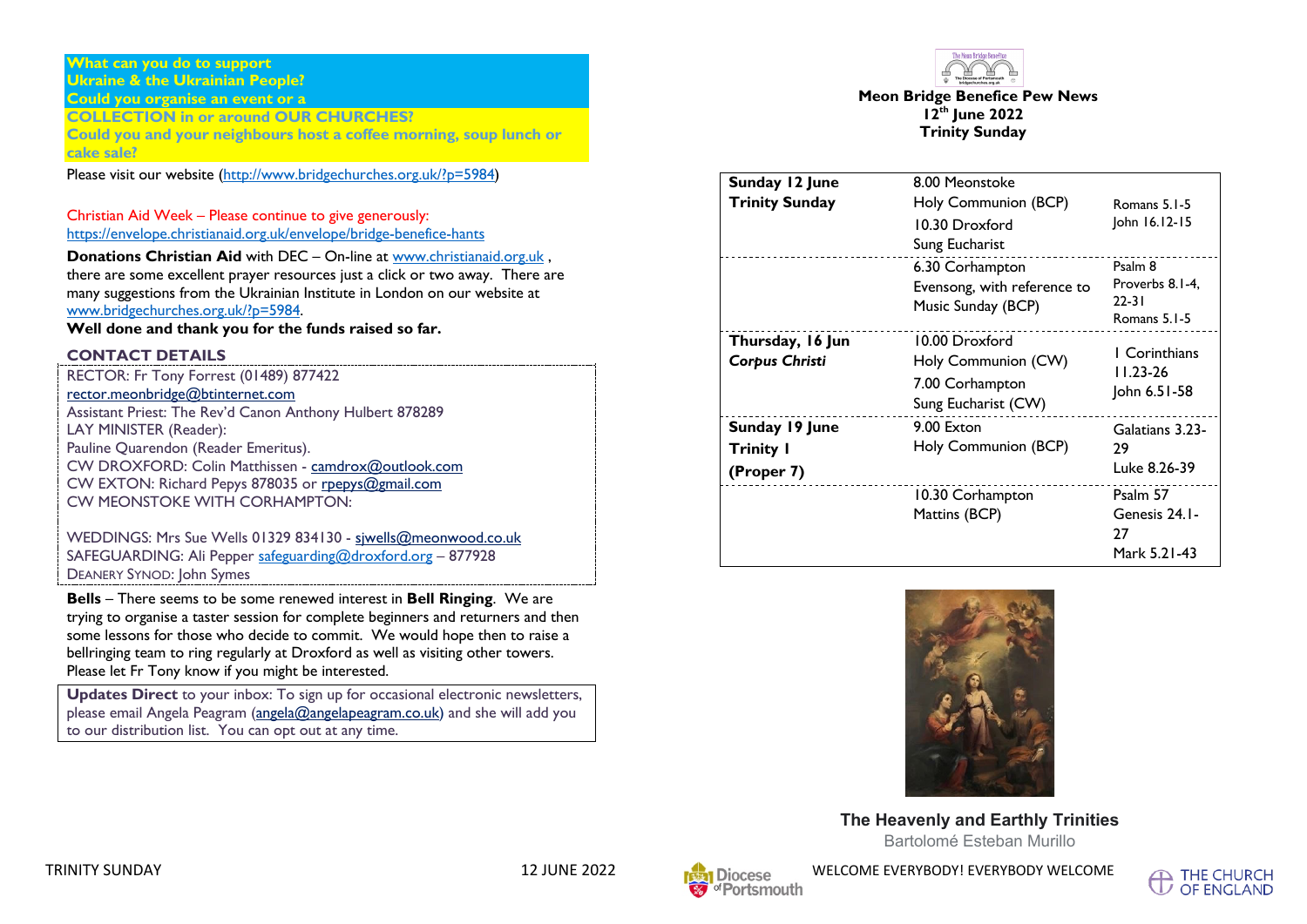**What can you do to support Ukraine & the Ukrainian People?**
**Could you organise an event or a COLLECTION in or around OUR CHURCHES?**
**Could you and your neighbours host a coffee morning, soup lunch or cake sale?**

Please visit our website (http://www.bridgechurches.org.uk/?p=5984)

Christian Aid Week – Please continue to give generously:
https://envelope.christianaid.org.uk/envelope/bridge-benefice-hants

**Donations Christian Aid** with DEC – On-line at www.christianaid.org.uk , there are some excellent prayer resources just a click or two away. There are many suggestions from the Ukrainian Institute in London on our website at www.bridgechurches.org.uk/?p=5984.

**Well done and thank you for the funds raised so far.**

## CONTACT DETAILS

RECTOR: Fr Tony Forrest (01489) 877422
rector.meonbridge@btinternet.com
Assistant Priest: The Rev'd Canon Anthony Hulbert 878289
LAY MINISTER (Reader):
Pauline Quarendon (Reader Emeritus).
CW DROXFORD: Colin Matthissen - camdrox@outlook.com
CW EXTON: Richard Pepys 878035 or rpepys@gmail.com
CW MEONSTOKE WITH CORHAMPTON:

WEDDINGS: Mrs Sue Wells 01329 834130 - sjwells@meonwood.co.uk
SAFEGUARDING: Ali Pepper safeguarding@droxford.org – 877928
DEANERY SYNOD: John Symes

**Bells** – There seems to be some renewed interest in **Bell Ringing**. We are trying to organise a taster session for complete beginners and returners and then some lessons for those who decide to commit. We would hope then to raise a bellringing team to ring regularly at Droxford as well as visiting other towers. Please let Fr Tony know if you might be interested.

**Updates Direct** to your inbox: To sign up for occasional electronic newsletters, please email Angela Peagram (angela@angelapeagram.co.uk) and she will add you to our distribution list. You can opt out at any time.

**Meon Bridge Benefice Pew News**
**12th June 2022**
**Trinity Sunday**

| | | |
|---|---|---|
| **Sunday 12 June** **Trinity Sunday** | 8.00 Meonstoke Holy Communion (BCP) 10.30 Droxford Sung Eucharist | Romans 5.1-5 John 16.12-15 |
| | 6.30 Corhampton Evensong, with reference to Music Sunday (BCP) | Psalm 8 Proverbs 8.1-4, 22-31 Romans 5.1-5 |
| **Thursday, 16 Jun** ***Corpus Christi*** | 10.00 Droxford Holy Communion (CW) 7.00 Corhampton Sung Eucharist (CW) | I Corinthians 11.23-26 John 6.51-58 |
| **Sunday 19 June** **Trinity I** **(Proper 7)** | 9.00 Exton Holy Communion (BCP) | Galatians 3.23-29 Luke 8.26-39 |
| | 10.30 Corhampton Mattins (BCP) | Psalm 57 Genesis 24.1-27 Mark 5.21-43 |

**The Heavenly and Earthly Trinities**
Bartolomé Esteban Murillo

WELCOME EVERYBODY! EVERYBODY WELCOME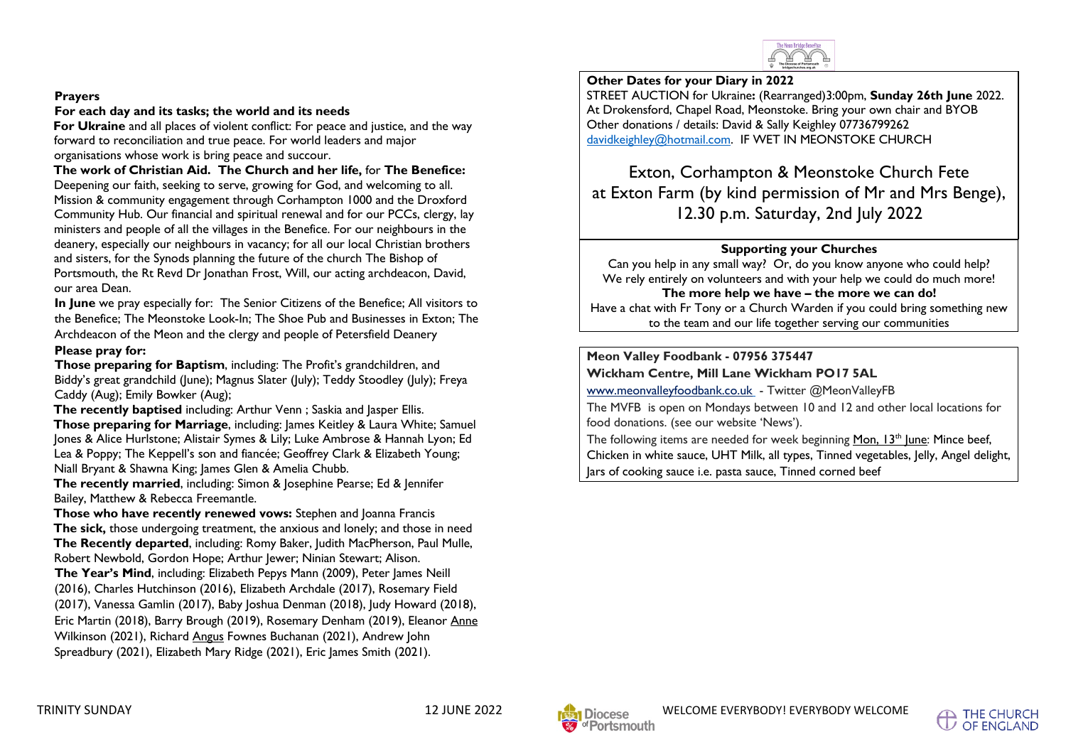**Prayers**

**For each day and its tasks; the world and its needs**

**For Ukraine** and all places of violent conflict: For peace and justice, and the way forward to reconciliation and true peace. For world leaders and major organisations whose work is bring peace and succour.

**The work of Christian Aid. The Church and her life,** for **The Benefice:** Deepening our faith, seeking to serve, growing for God, and welcoming to all. Mission & community engagement through Corhampton 1000 and the Droxford Community Hub. Our financial and spiritual renewal and for our PCCs, clergy, lay ministers and people of all the villages in the Benefice. For our neighbours in the deanery, especially our neighbours in vacancy; for all our local Christian brothers and sisters, for the Synods planning the future of the church The Bishop of Portsmouth, the Rt Revd Dr Jonathan Frost, Will, our acting archdeacon, David, our area Dean.

**In June** we pray especially for: The Senior Citizens of the Benefice; All visitors to the Benefice; The Meonstoke Look-In; The Shoe Pub and Businesses in Exton; The Archdeacon of the Meon and the clergy and people of Petersfield Deanery

**Please pray for:**

**Those preparing for Baptism**, including: The Profit's grandchildren, and Biddy's great grandchild (June); Magnus Slater (July); Teddy Stoodley (July); Freya Caddy (Aug); Emily Bowker (Aug);

**The recently baptised** including: Arthur Venn ; Saskia and Jasper Ellis.

**Those preparing for Marriage**, including: James Keitley & Laura White; Samuel Jones & Alice Hurlstone; Alistair Symes & Lily; Luke Ambrose & Hannah Lyon; Ed Lea & Poppy; The Keppell's son and fiancée; Geoffrey Clark & Elizabeth Young; Niall Bryant & Shawna King; James Glen & Amelia Chubb.

**The recently married**, including: Simon & Josephine Pearse; Ed & Jennifer Bailey, Matthew & Rebecca Freemantle.

**Those who have recently renewed vows:** Stephen and Joanna Francis

**The sick,** those undergoing treatment, the anxious and lonely; and those in need

**The Recently departed**, including: Romy Baker, Judith MacPherson, Paul Mulle, Robert Newbold, Gordon Hope; Arthur Jewer; Ninian Stewart; Alison.

**The Year's Mind**, including: Elizabeth Pepys Mann (2009), Peter James Neill (2016), Charles Hutchinson (2016), Elizabeth Archdale (2017), Rosemary Field (2017), Vanessa Gamlin (2017), Baby Joshua Denman (2018), Judy Howard (2018), Eric Martin (2018), Barry Brough (2019), Rosemary Denham (2019), Eleanor Anne Wilkinson (2021), Richard Angus Fownes Buchanan (2021), Andrew John Spreadbury (2021), Elizabeth Mary Ridge (2021), Eric James Smith (2021).

**Other Dates for your Diary in 2022**

STREET AUCTION for Ukraine**:** (Rearranged)3:00pm, **Sunday 26th June** 2022. At Drokensford, Chapel Road, Meonstoke. Bring your own chair and BYOB Other donations / details: David & Sally Keighley 07736799262 davidkeighley@hotmail.com. IF WET IN MEONSTOKE CHURCH

Exton, Corhampton & Meonstoke Church Fete
at Exton Farm (by kind permission of Mr and Mrs Benge),
12.30 p.m. Saturday, 2nd July 2022

**Supporting your Churches**

Can you help in any small way? Or, do you know anyone who could help? We rely entirely on volunteers and with your help we could do much more!

**The more help we have – the more we can do!**

Have a chat with Fr Tony or a Church Warden if you could bring something new to the team and our life together serving our communities

**Meon Valley Foodbank - 07956 375447**

**Wickham Centre, Mill Lane Wickham PO17 5AL**

www.meonvalleyfoodbank.co.uk - Twitter @MeonValleyFB

The MVFB is open on Mondays between 10 and 12 and other local locations for food donations. (see our website 'News').

The following items are needed for week beginning Mon, 13th June: Mince beef, Chicken in white sauce, UHT Milk, all types, Tinned vegetables, Jelly, Angel delight, Jars of cooking sauce i.e. pasta sauce, Tinned corned beef

TRINITY SUNDAY 12 JUNE 2022 WELCOME EVERYBODY! EVERYBODY WELCOME